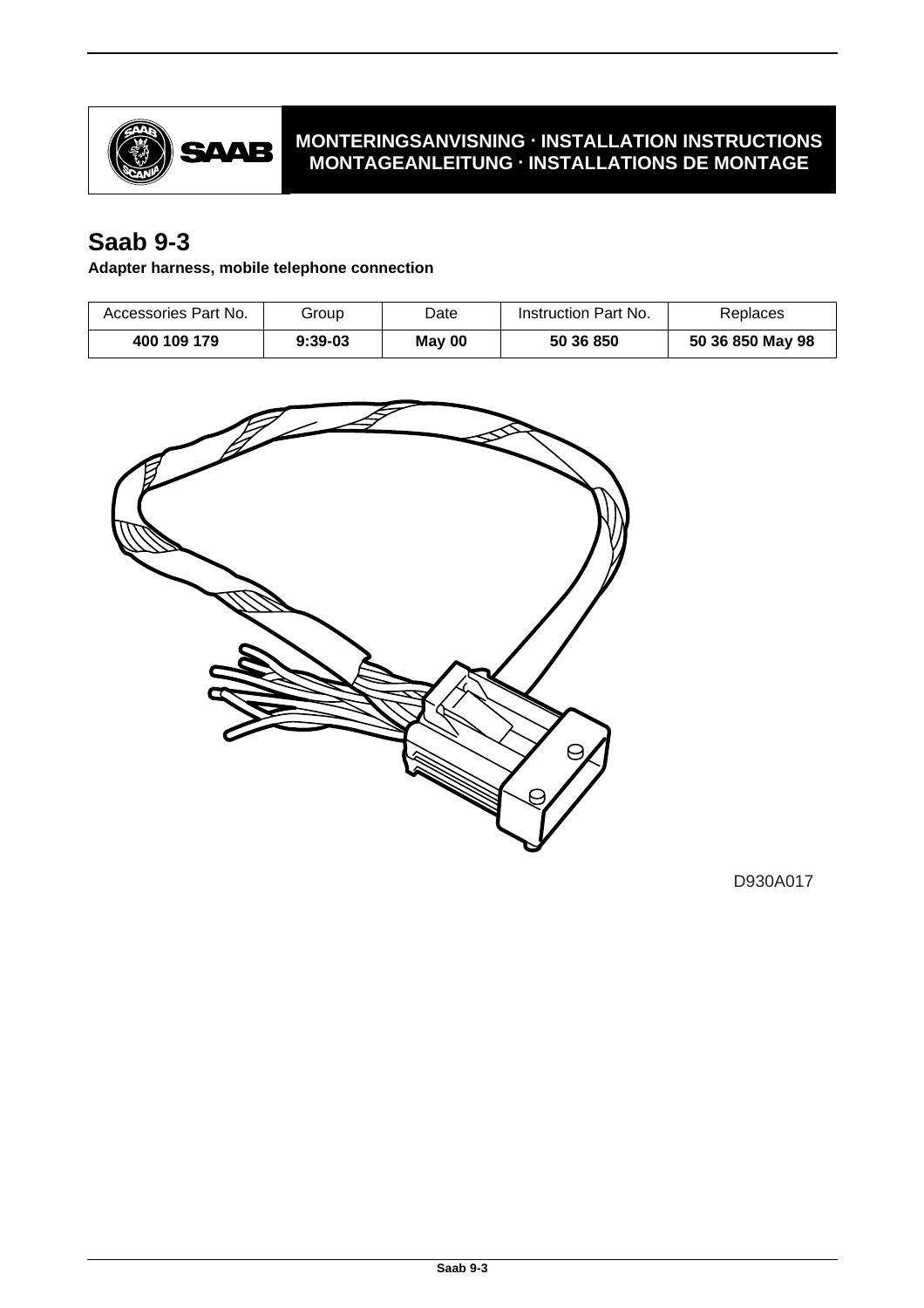**MONTERINGSANVISNING · INSTALLATION INSTRUCTIONS**
**MONTAGEANLEITUNG · INSTALLATIONS DE MONTAGE**

# Saab 9-3

**Adapter harness, mobile telephone connection**

| Accessories Part No. | Group | Date | Instruction Part No. | Replaces |
|---|---|---|---|---|
| **400 109 179** | **9:39-03** | **May 00** | **50 36 850** | **50 36 850 May 98** |

D930A017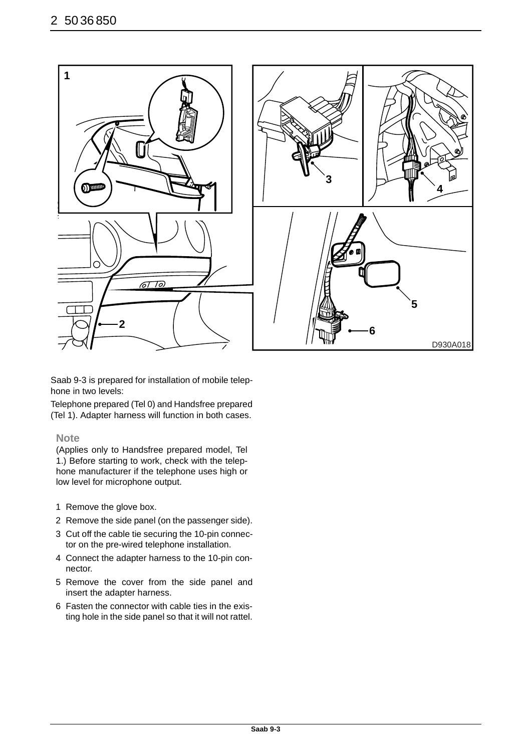Saab 9-3 is prepared for installation of mobile telephone in two levels:

Telephone prepared (Tel 0) and Handsfree prepared (Tel 1). Adapter harness will function in both cases.

**Note**

(Applies only to Handsfree prepared model, Tel 1.) Before starting to work, check with the telephone manufacturer if the telephone uses high or low level for microphone output.

1 Remove the glove box.
2 Remove the side panel (on the passenger side).
3 Cut off the cable tie securing the 10-pin connector on the pre-wired telephone installation.
4 Connect the adapter harness to the 10-pin connector.
5 Remove the cover from the side panel and insert the adapter harness.
6 Fasten the connector with cable ties in the existing hole in the side panel so that it will not rattel.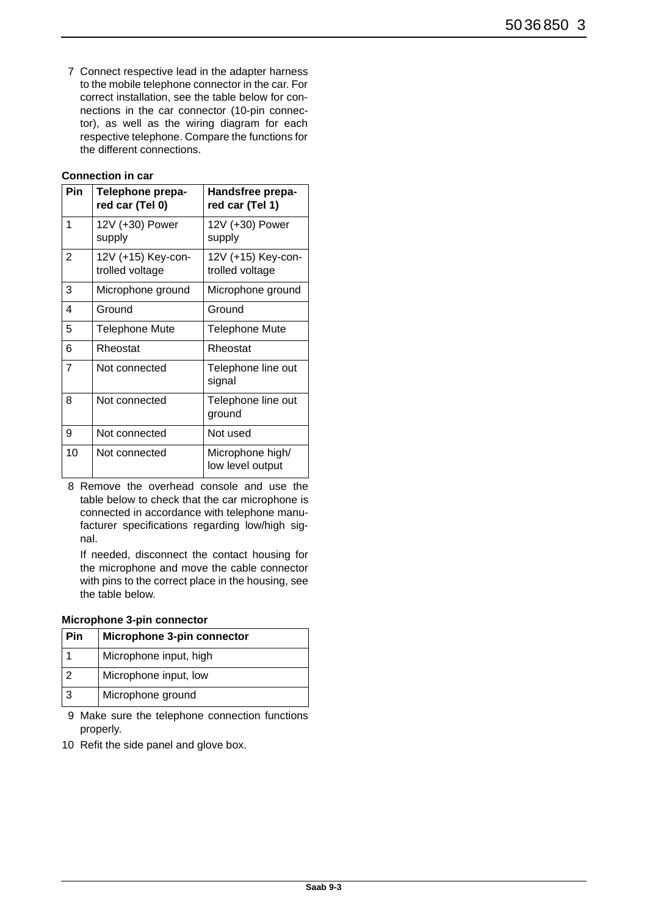7 Connect respective lead in the adapter harness to the mobile telephone connector in the car. For correct installation, see the table below for connections in the car connector (10-pin connector), as well as the wiring diagram for each respective telephone. Compare the functions for the different connections.

**Connection in car**

| Pin | Telephone prepared car (Tel 0) | Handsfree prepared car (Tel 1) |
|---|---|---|
| 1 | 12V (+30) Power supply | 12V (+30) Power supply |
| 2 | 12V (+15) Key-controlled voltage | 12V (+15) Key-controlled voltage |
| 3 | Microphone ground | Microphone ground |
| 4 | Ground | Ground |
| 5 | Telephone Mute | Telephone Mute |
| 6 | Rheostat | Rheostat |
| 7 | Not connected | Telephone line out signal |
| 8 | Not connected | Telephone line out ground |
| 9 | Not connected | Not used |
| 10 | Not connected | Microphone high/ low level output |

8 Remove the overhead console and use the table below to check that the car microphone is connected in accordance with telephone manufacturer specifications regarding low/high signal.

If needed, disconnect the contact housing for the microphone and move the cable connector with pins to the correct place in the housing, see the table below.

**Microphone 3-pin connector**

| Pin | Microphone 3-pin connector |
|---|---|
| 1 | Microphone input, high |
| 2 | Microphone input, low |
| 3 | Microphone ground |

9 Make sure the telephone connection functions properly.

10 Refit the side panel and glove box.